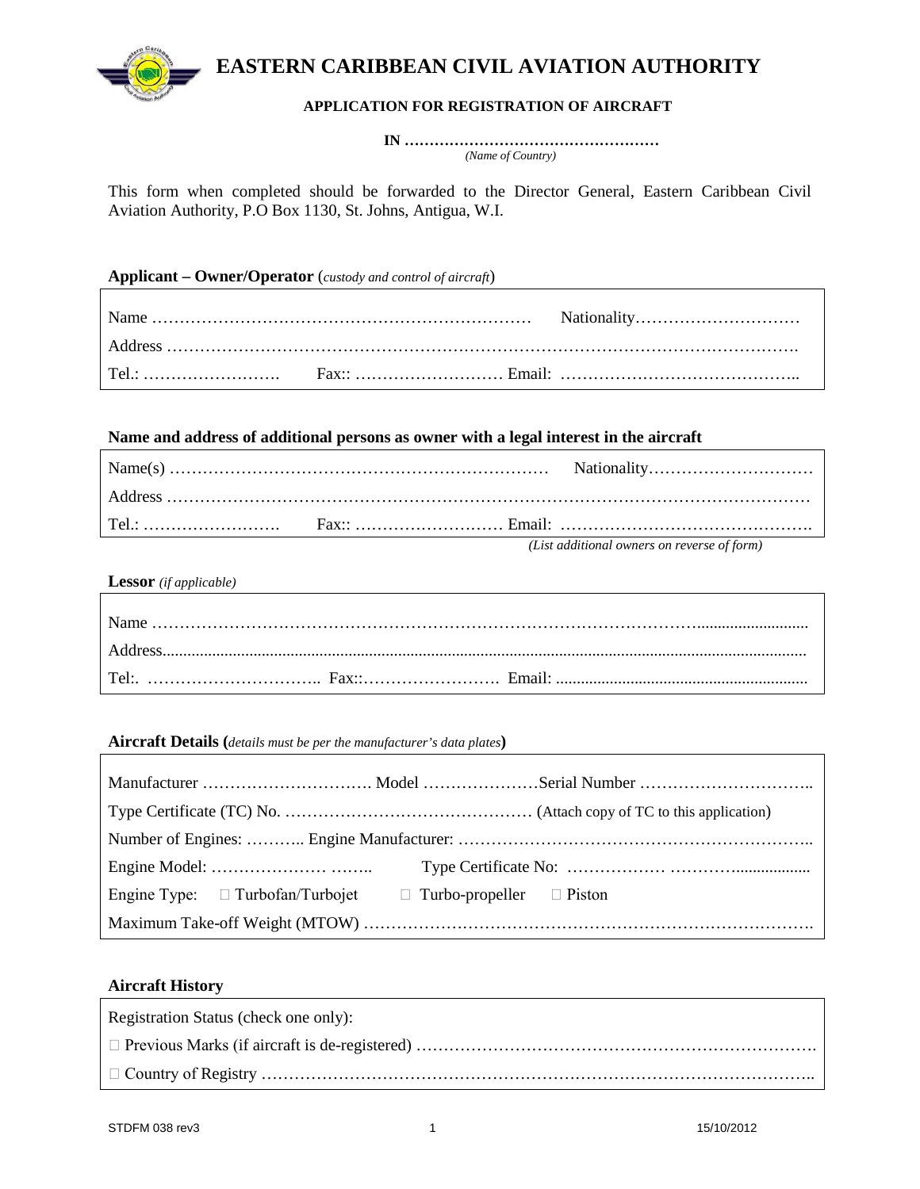# EASTERN CARIBBEAN CIVIL AVIATION AUTHORITY

**APPLICATION FOR REGISTRATION OF AIRCRAFT**

**IN ……………………………………………**
*(Name of Country)*

This form when completed should be forwarded to the Director General, Eastern Caribbean Civil Aviation Authority, P.O Box 1130, St. Johns, Antigua, W.I.

**Applicant – Owner/Operator** (*custody and control of aircraft*)

Name ……………………………………………………………… Nationality…………………………

Address ………………………………………………………………………………………………….

Tel.: ……………………. Fax:: ……………………… Email: ……………………………………..

**Name and address of additional persons as owner with a legal interest in the aircraft**

Name(s) …………………………………………………………… Nationality…………………………

Address …………………………………………………………………………………………………

Tel.: ……………………. Fax:: ……………………… Email: ……………………………………….

*(List additional owners on reverse of form)*

**Lessor** *(if applicable)*

Name ………………………………………………………………………………………........................

Address...........................................................................................................................................

Tel:. ………………………….. Fax::……………………. Email: ............................................................

**Aircraft Details (***details must be per the manufacturer's data plates***)**

Manufacturer …………………………. Model …………………Serial Number …………………………..

Type Certificate (TC) No. ……………………………………… (Attach copy of TC to this application)

Number of Engines: ……….. Engine Manufacturer: ……………………………………………………..

Engine Model: ………………… …….. Type Certificate No: ……………… ………..................

Engine Type: ☐ Turbofan/Turbojet ☐ Turbo-propeller ☐ Piston

Maximum Take-off Weight (MTOW) ……………………………………………………………………….

**Aircraft History**

Registration Status (check one only):

☐ Previous Marks (if aircraft is de-registered) ……………………………………………………………….

☐ Country of Registry ………………………………………………………………………………………..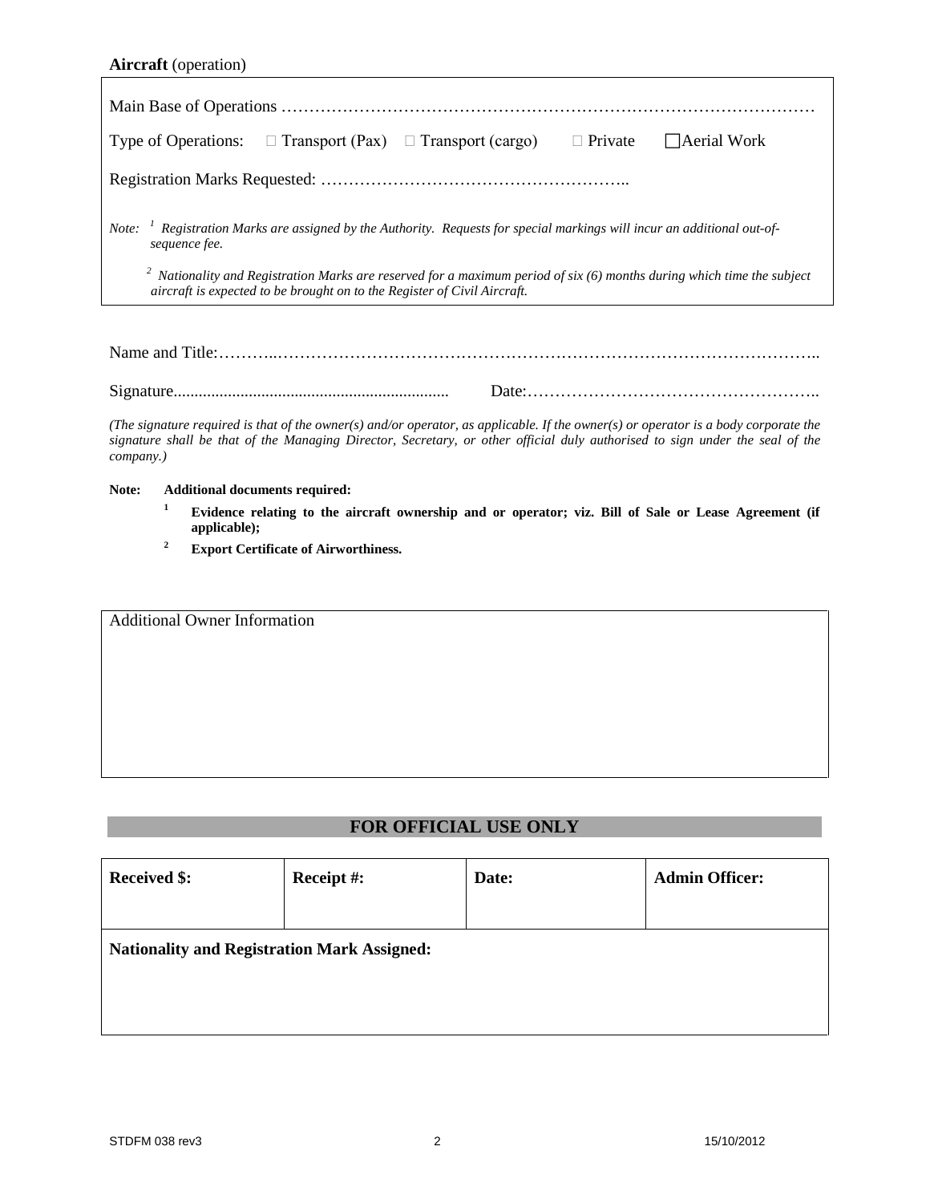**Aircraft** (operation)

Main Base of Operations ………………………………………………………………………………………

Type of Operations: ☐ Transport (Pax) ☐ Transport (cargo) ☐ Private ☐ Aerial Work

Registration Marks Requested: ………………………………………………..

*Note: [1] Registration Marks are assigned by the Authority. Requests for special markings will incur an additional out-of-sequence fee.*

*[2] Nationality and Registration Marks are reserved for a maximum period of six (6) months during which time the subject aircraft is expected to be brought on to the Register of Civil Aircraft.*

Name and Title:………..………………………………………………………………………………………..

Signature................................................................. Date:……………………………………………..

*(The signature required is that of the owner(s) and/or operator, as applicable. If the owner(s) or operator is a body corporate the signature shall be that of the Managing Director, Secretary, or other official duly authorised to sign under the seal of the company.)*

**Note: Additional documents required:**

**[1] Evidence relating to the aircraft ownership and or operator; viz. Bill of Sale or Lease Agreement (if applicable);**

**[2] Export Certificate of Airworthiness.**

| Additional Owner Information |
|---|
| |

## FOR OFFICIAL USE ONLY

| **Received $:** | **Receipt #:** | **Date:** | **Admin Officer:** |
|---|---|---|---|
| **Nationality and Registration Mark Assigned:** | | | |